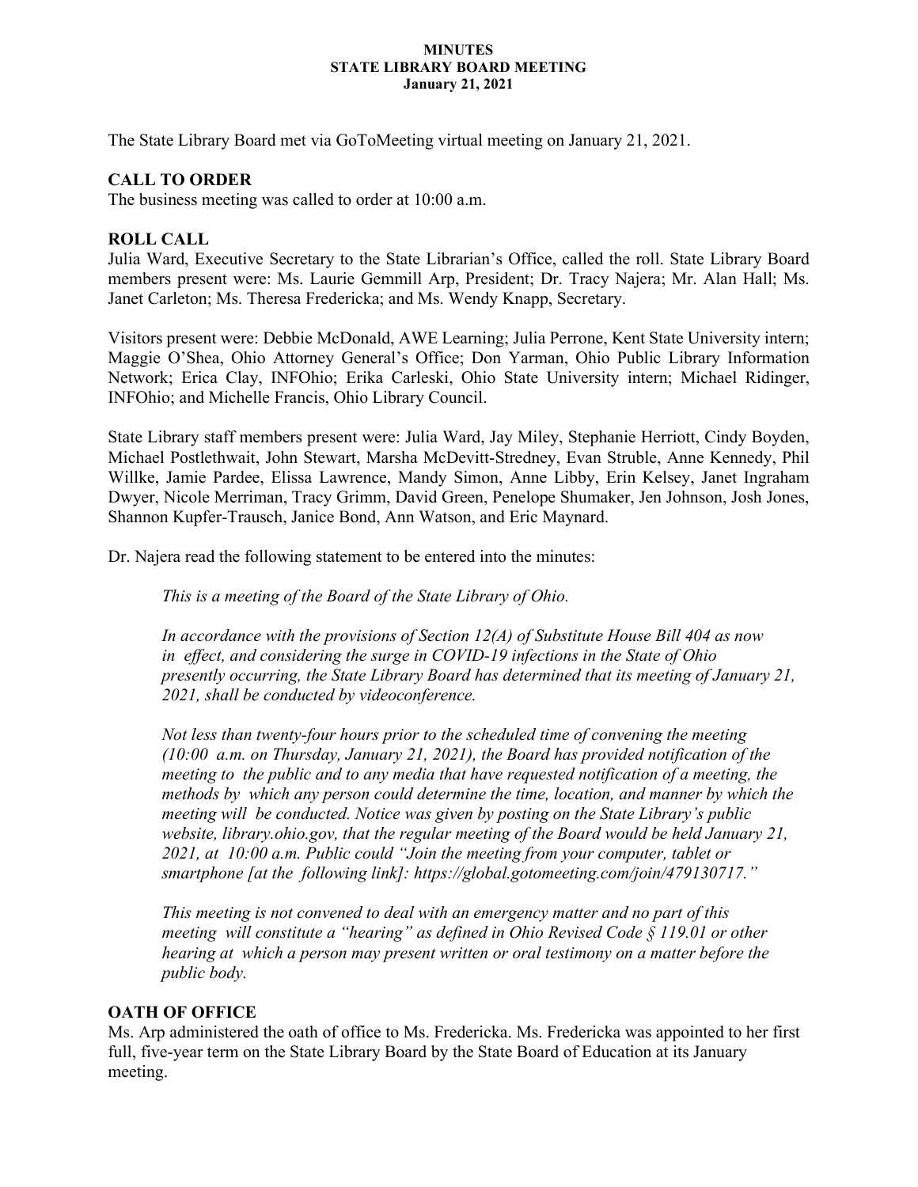**MINUTES**
**STATE LIBRARY BOARD MEETING**
**January 21, 2021**

The State Library Board met via GoToMeeting virtual meeting on January 21, 2021.

## CALL TO ORDER

The business meeting was called to order at 10:00 a.m.

## ROLL CALL

Julia Ward, Executive Secretary to the State Librarian's Office, called the roll. State Library Board members present were: Ms. Laurie Gemmill Arp, President; Dr. Tracy Najera; Mr. Alan Hall; Ms. Janet Carleton; Ms. Theresa Fredericka; and Ms. Wendy Knapp, Secretary.

Visitors present were: Debbie McDonald, AWE Learning; Julia Perrone, Kent State University intern; Maggie O'Shea, Ohio Attorney General's Office; Don Yarman, Ohio Public Library Information Network; Erica Clay, INFOhio; Erika Carleski, Ohio State University intern; Michael Ridinger, INFOhio; and Michelle Francis, Ohio Library Council.

State Library staff members present were: Julia Ward, Jay Miley, Stephanie Herriott, Cindy Boyden, Michael Postlethwait, John Stewart, Marsha McDevitt-Stredney, Evan Struble, Anne Kennedy, Phil Willke, Jamie Pardee, Elissa Lawrence, Mandy Simon, Anne Libby, Erin Kelsey, Janet Ingraham Dwyer, Nicole Merriman, Tracy Grimm, David Green, Penelope Shumaker, Jen Johnson, Josh Jones, Shannon Kupfer-Trausch, Janice Bond, Ann Watson, and Eric Maynard.

Dr. Najera read the following statement to be entered into the minutes:

> *This is a meeting of the Board of the State Library of Ohio.*
>
> *In accordance with the provisions of Section 12(A) of Substitute House Bill 404 as now in effect, and considering the surge in COVID-19 infections in the State of Ohio presently occurring, the State Library Board has determined that its meeting of January 21, 2021, shall be conducted by videoconference.*
>
> *Not less than twenty-four hours prior to the scheduled time of convening the meeting (10:00 a.m. on Thursday, January 21, 2021), the Board has provided notification of the meeting to the public and to any media that have requested notification of a meeting, the methods by which any person could determine the time, location, and manner by which the meeting will be conducted. Notice was given by posting on the State Library's public website, library.ohio.gov, that the regular meeting of the Board would be held January 21, 2021, at 10:00 a.m. Public could "Join the meeting from your computer, tablet or smartphone [at the following link]: https://global.gotomeeting.com/join/479130717."*
>
> *This meeting is not convened to deal with an emergency matter and no part of this meeting will constitute a "hearing" as defined in Ohio Revised Code § 119.01 or other hearing at which a person may present written or oral testimony on a matter before the public body.*

## OATH OF OFFICE

Ms. Arp administered the oath of office to Ms. Fredericka. Ms. Fredericka was appointed to her first full, five-year term on the State Library Board by the State Board of Education at its January meeting.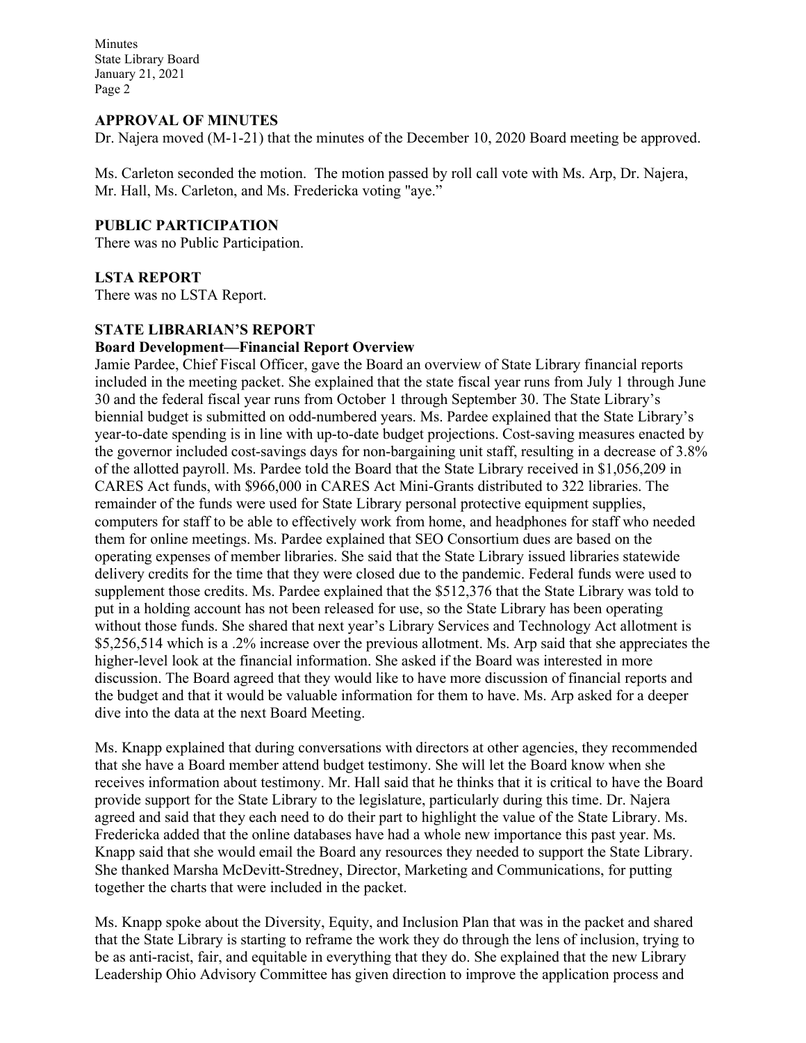## APPROVAL OF MINUTES

Dr. Najera moved (M-1-21) that the minutes of the December 10, 2020 Board meeting be approved.

Ms. Carleton seconded the motion. The motion passed by roll call vote with Ms. Arp, Dr. Najera, Mr. Hall, Ms. Carleton, and Ms. Fredericka voting "aye."

## PUBLIC PARTICIPATION

There was no Public Participation.

## LSTA REPORT

There was no LSTA Report.

## STATE LIBRARIAN'S REPORT

### Board Development—Financial Report Overview

Jamie Pardee, Chief Fiscal Officer, gave the Board an overview of State Library financial reports included in the meeting packet. She explained that the state fiscal year runs from July 1 through June 30 and the federal fiscal year runs from October 1 through September 30. The State Library's biennial budget is submitted on odd-numbered years. Ms. Pardee explained that the State Library's year-to-date spending is in line with up-to-date budget projections. Cost-saving measures enacted by the governor included cost-savings days for non-bargaining unit staff, resulting in a decrease of 3.8% of the allotted payroll. Ms. Pardee told the Board that the State Library received in $1,056,209 in CARES Act funds, with $966,000 in CARES Act Mini-Grants distributed to 322 libraries. The remainder of the funds were used for State Library personal protective equipment supplies, computers for staff to be able to effectively work from home, and headphones for staff who needed them for online meetings. Ms. Pardee explained that SEO Consortium dues are based on the operating expenses of member libraries. She said that the State Library issued libraries statewide delivery credits for the time that they were closed due to the pandemic. Federal funds were used to supplement those credits. Ms. Pardee explained that the $512,376 that the State Library was told to put in a holding account has not been released for use, so the State Library has been operating without those funds. She shared that next year's Library Services and Technology Act allotment is $5,256,514 which is a .2% increase over the previous allotment. Ms. Arp said that she appreciates the higher-level look at the financial information. She asked if the Board was interested in more discussion. The Board agreed that they would like to have more discussion of financial reports and the budget and that it would be valuable information for them to have. Ms. Arp asked for a deeper dive into the data at the next Board Meeting.

Ms. Knapp explained that during conversations with directors at other agencies, they recommended that she have a Board member attend budget testimony. She will let the Board know when she receives information about testimony. Mr. Hall said that he thinks that it is critical to have the Board provide support for the State Library to the legislature, particularly during this time. Dr. Najera agreed and said that they each need to do their part to highlight the value of the State Library. Ms. Fredericka added that the online databases have had a whole new importance this past year. Ms. Knapp said that she would email the Board any resources they needed to support the State Library. She thanked Marsha McDevitt-Stredney, Director, Marketing and Communications, for putting together the charts that were included in the packet.

Ms. Knapp spoke about the Diversity, Equity, and Inclusion Plan that was in the packet and shared that the State Library is starting to reframe the work they do through the lens of inclusion, trying to be as anti-racist, fair, and equitable in everything that they do. She explained that the new Library Leadership Ohio Advisory Committee has given direction to improve the application process and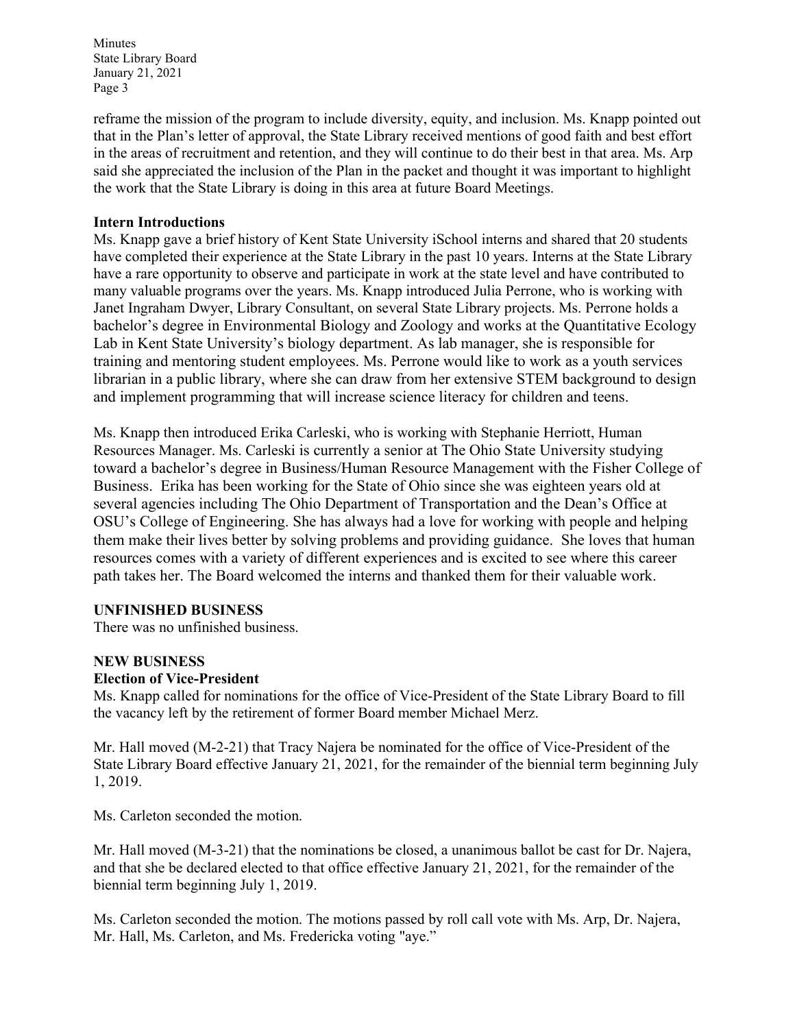reframe the mission of the program to include diversity, equity, and inclusion. Ms. Knapp pointed out that in the Plan's letter of approval, the State Library received mentions of good faith and best effort in the areas of recruitment and retention, and they will continue to do their best in that area. Ms. Arp said she appreciated the inclusion of the Plan in the packet and thought it was important to highlight the work that the State Library is doing in this area at future Board Meetings.

**Intern Introductions**

Ms. Knapp gave a brief history of Kent State University iSchool interns and shared that 20 students have completed their experience at the State Library in the past 10 years. Interns at the State Library have a rare opportunity to observe and participate in work at the state level and have contributed to many valuable programs over the years. Ms. Knapp introduced Julia Perrone, who is working with Janet Ingraham Dwyer, Library Consultant, on several State Library projects. Ms. Perrone holds a bachelor's degree in Environmental Biology and Zoology and works at the Quantitative Ecology Lab in Kent State University's biology department. As lab manager, she is responsible for training and mentoring student employees. Ms. Perrone would like to work as a youth services librarian in a public library, where she can draw from her extensive STEM background to design and implement programming that will increase science literacy for children and teens.

Ms. Knapp then introduced Erika Carleski, who is working with Stephanie Herriott, Human Resources Manager. Ms. Carleski is currently a senior at The Ohio State University studying toward a bachelor's degree in Business/Human Resource Management with the Fisher College of Business. Erika has been working for the State of Ohio since she was eighteen years old at several agencies including The Ohio Department of Transportation and the Dean's Office at OSU's College of Engineering. She has always had a love for working with people and helping them make their lives better by solving problems and providing guidance. She loves that human resources comes with a variety of different experiences and is excited to see where this career path takes her. The Board welcomed the interns and thanked them for their valuable work.

## UNFINISHED BUSINESS

There was no unfinished business.

## NEW BUSINESS

**Election of Vice-President**

Ms. Knapp called for nominations for the office of Vice-President of the State Library Board to fill the vacancy left by the retirement of former Board member Michael Merz.

Mr. Hall moved (M-2-21) that Tracy Najera be nominated for the office of Vice-President of the State Library Board effective January 21, 2021, for the remainder of the biennial term beginning July 1, 2019.

Ms. Carleton seconded the motion.

Mr. Hall moved (M-3-21) that the nominations be closed, a unanimous ballot be cast for Dr. Najera, and that she be declared elected to that office effective January 21, 2021, for the remainder of the biennial term beginning July 1, 2019.

Ms. Carleton seconded the motion. The motions passed by roll call vote with Ms. Arp, Dr. Najera, Mr. Hall, Ms. Carleton, and Ms. Fredericka voting "aye."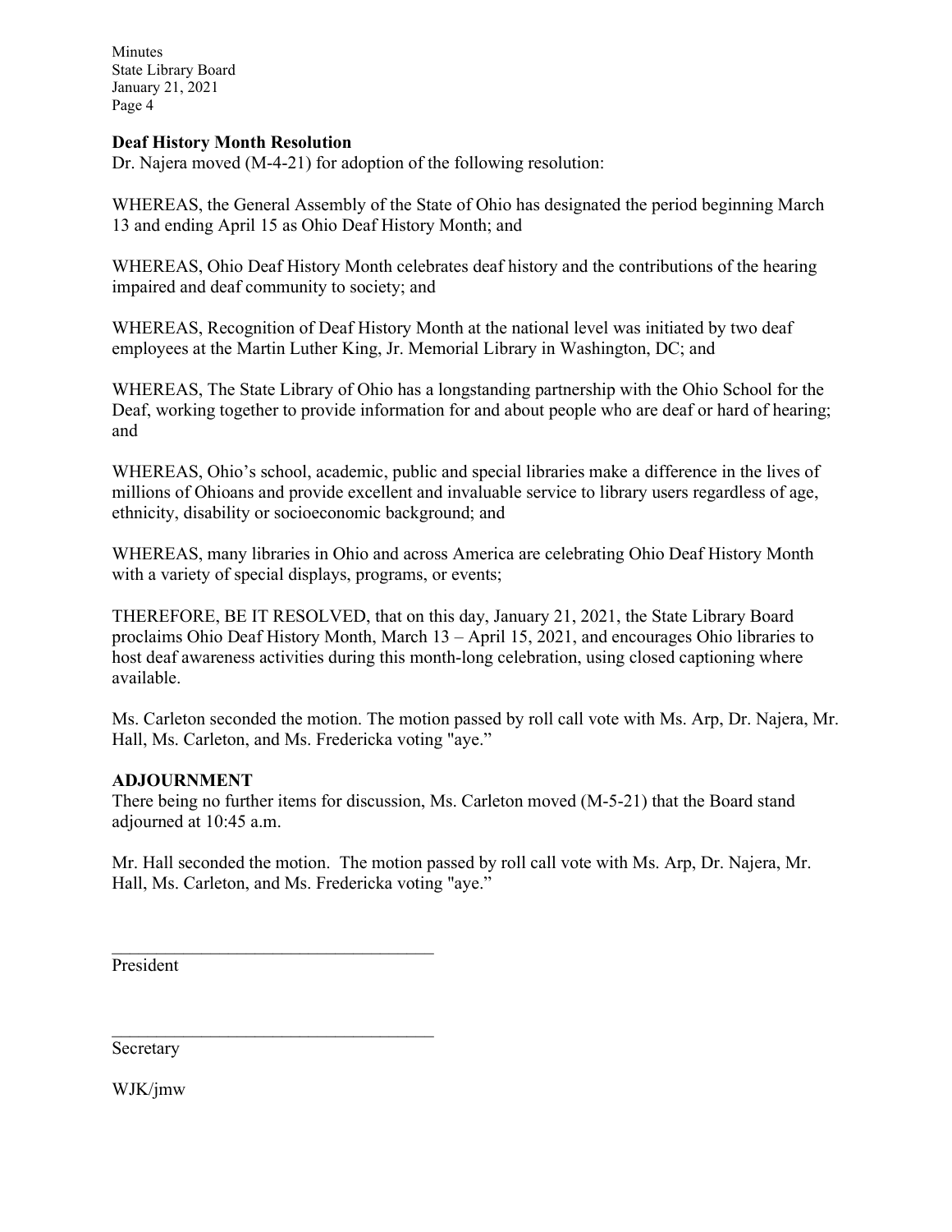**Deaf History Month Resolution**

Dr. Najera moved (M-4-21) for adoption of the following resolution:

WHEREAS, the General Assembly of the State of Ohio has designated the period beginning March 13 and ending April 15 as Ohio Deaf History Month; and

WHEREAS, Ohio Deaf History Month celebrates deaf history and the contributions of the hearing impaired and deaf community to society; and

WHEREAS, Recognition of Deaf History Month at the national level was initiated by two deaf employees at the Martin Luther King, Jr. Memorial Library in Washington, DC; and

WHEREAS, The State Library of Ohio has a longstanding partnership with the Ohio School for the Deaf, working together to provide information for and about people who are deaf or hard of hearing; and

WHEREAS, Ohio's school, academic, public and special libraries make a difference in the lives of millions of Ohioans and provide excellent and invaluable service to library users regardless of age, ethnicity, disability or socioeconomic background; and

WHEREAS, many libraries in Ohio and across America are celebrating Ohio Deaf History Month with a variety of special displays, programs, or events;

THEREFORE, BE IT RESOLVED, that on this day, January 21, 2021, the State Library Board proclaims Ohio Deaf History Month, March 13 – April 15, 2021, and encourages Ohio libraries to host deaf awareness activities during this month-long celebration, using closed captioning where available.

Ms. Carleton seconded the motion. The motion passed by roll call vote with Ms. Arp, Dr. Najera, Mr. Hall, Ms. Carleton, and Ms. Fredericka voting "aye."

**ADJOURNMENT**

There being no further items for discussion, Ms. Carleton moved (M-5-21) that the Board stand adjourned at 10:45 a.m.

Mr. Hall seconded the motion. The motion passed by roll call vote with Ms. Arp, Dr. Najera, Mr. Hall, Ms. Carleton, and Ms. Fredericka voting "aye."

\_\_\_\_\_\_\_\_\_\_\_\_\_\_\_\_\_\_\_\_\_\_\_\_\_\_\_\_\_\_\_\_\_\_\_\_

President

\_\_\_\_\_\_\_\_\_\_\_\_\_\_\_\_\_\_\_\_\_\_\_\_\_\_\_\_\_\_\_\_\_\_\_\_

Secretary

WJK/jmw